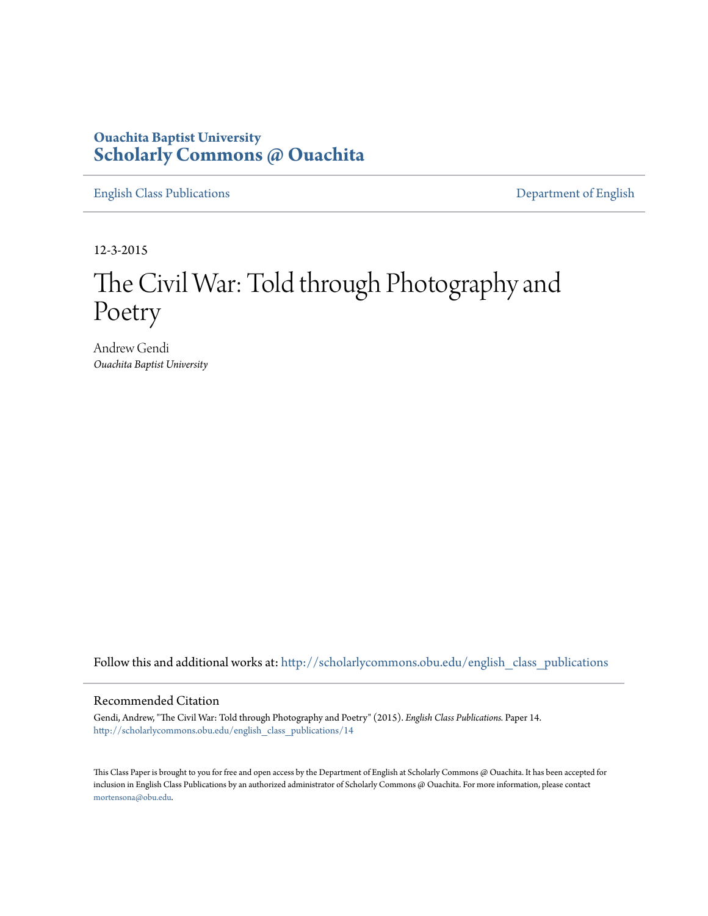Ouachita Baptist University
# Scholarly Commons @ Ouachita

English Class Publications | Department of English

12-3-2015

# The Civil War: Told through Photography and Poetry

Andrew Gendi
*Ouachita Baptist University*

Follow this and additional works at: http://scholarlycommons.obu.edu/english_class_publications

## Recommended Citation

Gendi, Andrew, "The Civil War: Told through Photography and Poetry" (2015). *English Class Publications.* Paper 14.
http://scholarlycommons.obu.edu/english_class_publications/14

This Class Paper is brought to you for free and open access by the Department of English at Scholarly Commons @ Ouachita. It has been accepted for inclusion in English Class Publications by an authorized administrator of Scholarly Commons @ Ouachita. For more information, please contact mortensona@obu.edu.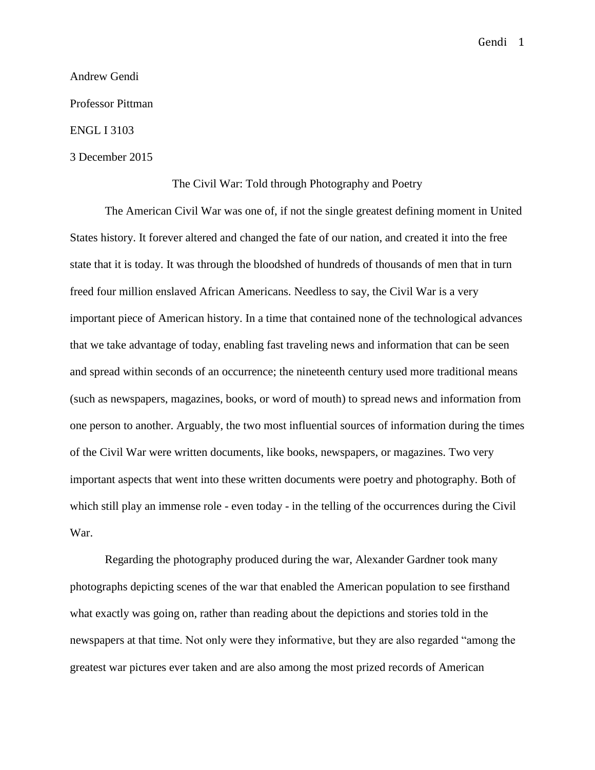Andrew Gendi

Professor Pittman

ENGL I 3103

3 December 2015

# The Civil War: Told through Photography and Poetry

The American Civil War was one of, if not the single greatest defining moment in United States history. It forever altered and changed the fate of our nation, and created it into the free state that it is today. It was through the bloodshed of hundreds of thousands of men that in turn freed four million enslaved African Americans. Needless to say, the Civil War is a very important piece of American history. In a time that contained none of the technological advances that we take advantage of today, enabling fast traveling news and information that can be seen and spread within seconds of an occurrence; the nineteenth century used more traditional means (such as newspapers, magazines, books, or word of mouth) to spread news and information from one person to another. Arguably, the two most influential sources of information during the times of the Civil War were written documents, like books, newspapers, or magazines. Two very important aspects that went into these written documents were poetry and photography. Both of which still play an immense role - even today - in the telling of the occurrences during the Civil War.

Regarding the photography produced during the war, Alexander Gardner took many photographs depicting scenes of the war that enabled the American population to see firsthand what exactly was going on, rather than reading about the depictions and stories told in the newspapers at that time. Not only were they informative, but they are also regarded "among the greatest war pictures ever taken and are also among the most prized records of American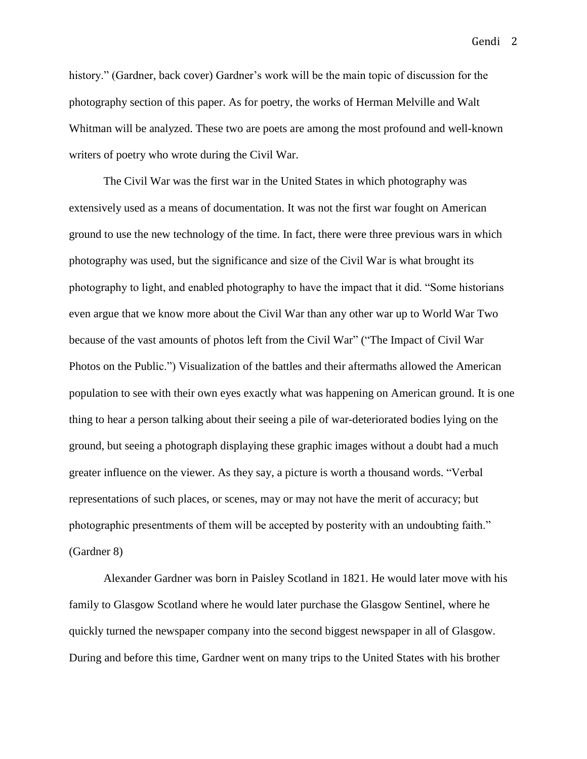history." (Gardner, back cover) Gardner's work will be the main topic of discussion for the photography section of this paper. As for poetry, the works of Herman Melville and Walt Whitman will be analyzed. These two are poets are among the most profound and well-known writers of poetry who wrote during the Civil War.

The Civil War was the first war in the United States in which photography was extensively used as a means of documentation. It was not the first war fought on American ground to use the new technology of the time. In fact, there were three previous wars in which photography was used, but the significance and size of the Civil War is what brought its photography to light, and enabled photography to have the impact that it did. "Some historians even argue that we know more about the Civil War than any other war up to World War Two because of the vast amounts of photos left from the Civil War" ("The Impact of Civil War Photos on the Public.") Visualization of the battles and their aftermaths allowed the American population to see with their own eyes exactly what was happening on American ground. It is one thing to hear a person talking about their seeing a pile of war-deteriorated bodies lying on the ground, but seeing a photograph displaying these graphic images without a doubt had a much greater influence on the viewer. As they say, a picture is worth a thousand words. "Verbal representations of such places, or scenes, may or may not have the merit of accuracy; but photographic presentments of them will be accepted by posterity with an undoubting faith." (Gardner 8)

Alexander Gardner was born in Paisley Scotland in 1821. He would later move with his family to Glasgow Scotland where he would later purchase the Glasgow Sentinel, where he quickly turned the newspaper company into the second biggest newspaper in all of Glasgow. During and before this time, Gardner went on many trips to the United States with his brother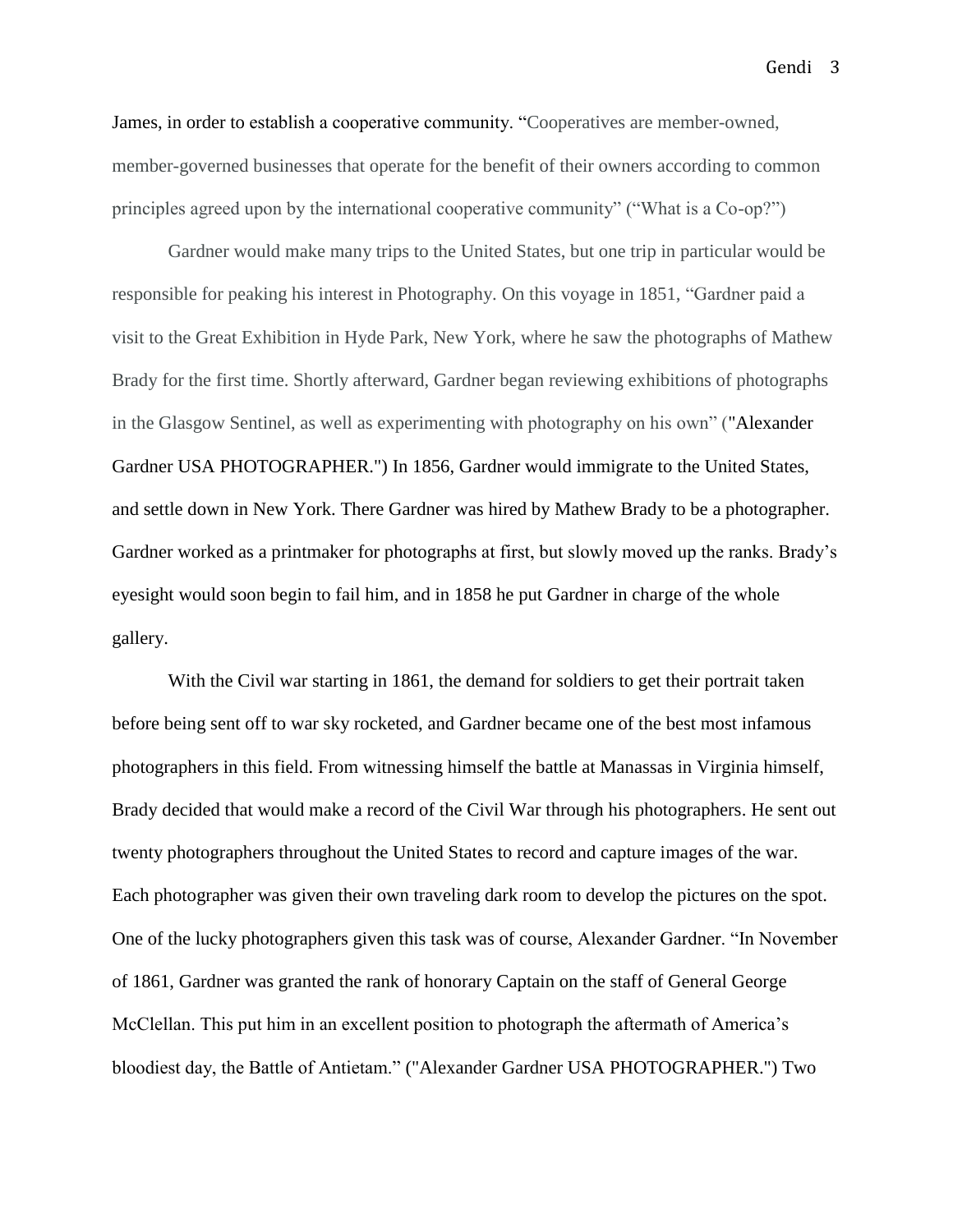James, in order to establish a cooperative community. "Cooperatives are member-owned, member-governed businesses that operate for the benefit of their owners according to common principles agreed upon by the international cooperative community" ("What is a Co-op?")

Gardner would make many trips to the United States, but one trip in particular would be responsible for peaking his interest in Photography. On this voyage in 1851, "Gardner paid a visit to the Great Exhibition in Hyde Park, New York, where he saw the photographs of Mathew Brady for the first time. Shortly afterward, Gardner began reviewing exhibitions of photographs in the Glasgow Sentinel, as well as experimenting with photography on his own" ("Alexander Gardner USA PHOTOGRAPHER.") In 1856, Gardner would immigrate to the United States, and settle down in New York. There Gardner was hired by Mathew Brady to be a photographer. Gardner worked as a printmaker for photographs at first, but slowly moved up the ranks. Brady's eyesight would soon begin to fail him, and in 1858 he put Gardner in charge of the whole gallery.

With the Civil war starting in 1861, the demand for soldiers to get their portrait taken before being sent off to war sky rocketed, and Gardner became one of the best most infamous photographers in this field. From witnessing himself the battle at Manassas in Virginia himself, Brady decided that would make a record of the Civil War through his photographers. He sent out twenty photographers throughout the United States to record and capture images of the war. Each photographer was given their own traveling dark room to develop the pictures on the spot. One of the lucky photographers given this task was of course, Alexander Gardner. "In November of 1861, Gardner was granted the rank of honorary Captain on the staff of General George McClellan. This put him in an excellent position to photograph the aftermath of America's bloodiest day, the Battle of Antietam." ("Alexander Gardner USA PHOTOGRAPHER.") Two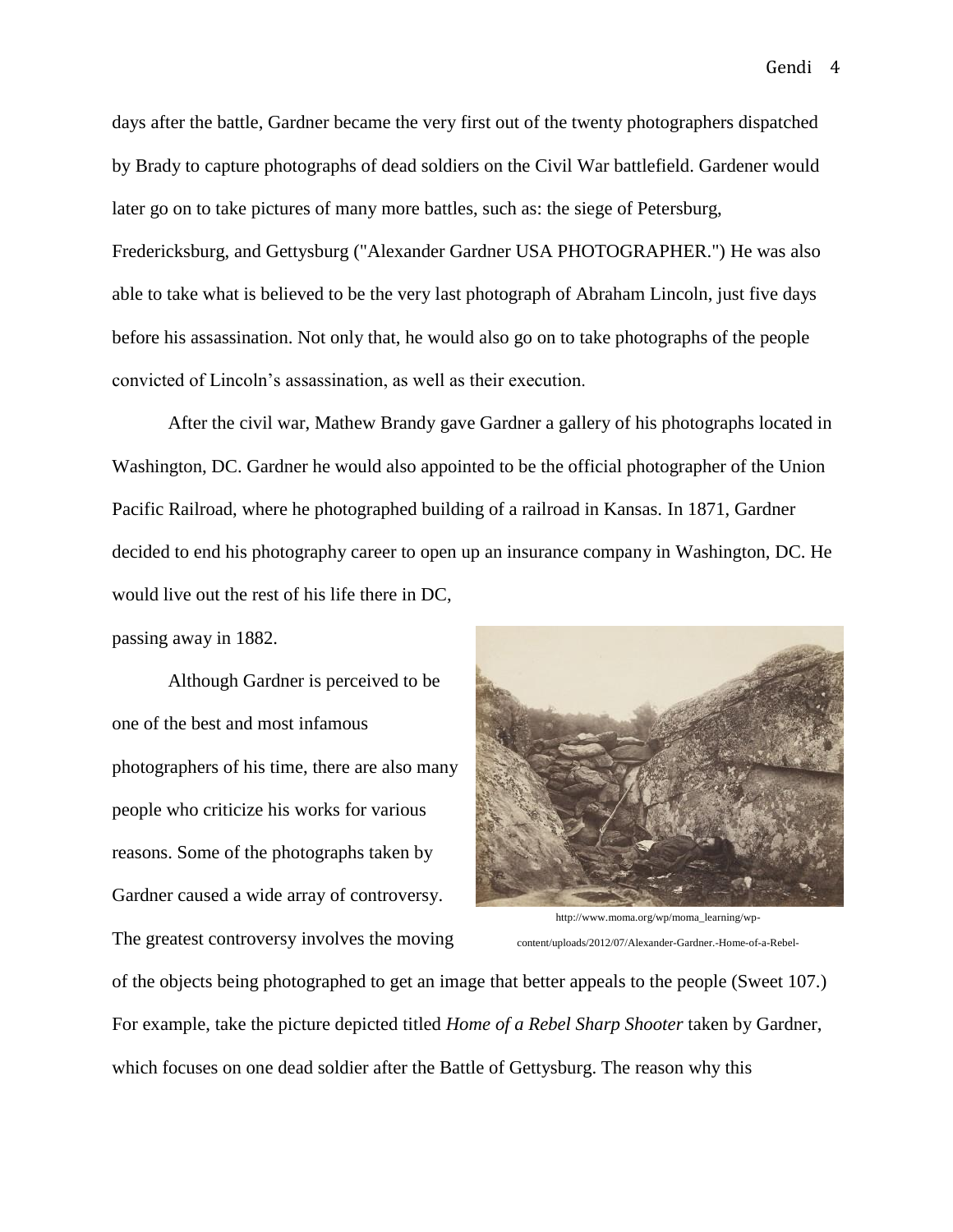days after the battle, Gardner became the very first out of the twenty photographers dispatched by Brady to capture photographs of dead soldiers on the Civil War battlefield. Gardener would later go on to take pictures of many more battles, such as: the siege of Petersburg, Fredericksburg, and Gettysburg ("Alexander Gardner USA PHOTOGRAPHER.") He was also able to take what is believed to be the very last photograph of Abraham Lincoln, just five days before his assassination. Not only that, he would also go on to take photographs of the people convicted of Lincoln's assassination, as well as their execution.

After the civil war, Mathew Brandy gave Gardner a gallery of his photographs located in Washington, DC. Gardner he would also appointed to be the official photographer of the Union Pacific Railroad, where he photographed building of a railroad in Kansas. In 1871, Gardner decided to end his photography career to open up an insurance company in Washington, DC. He would live out the rest of his life there in DC, passing away in 1882.

Although Gardner is perceived to be one of the best and most infamous photographers of his time, there are also many people who criticize his works for various reasons. Some of the photographs taken by Gardner caused a wide array of controversy. The greatest controversy involves the moving of the objects being photographed to get an image that better appeals to the people (Sweet 107.) For example, take the picture depicted titled *Home of a Rebel Sharp Shooter* taken by Gardner, which focuses on one dead soldier after the Battle of Gettysburg. The reason why this

http://www.moma.org/wp/moma_learning/wp-content/uploads/2012/07/Alexander-Gardner.-Home-of-a-Rebel-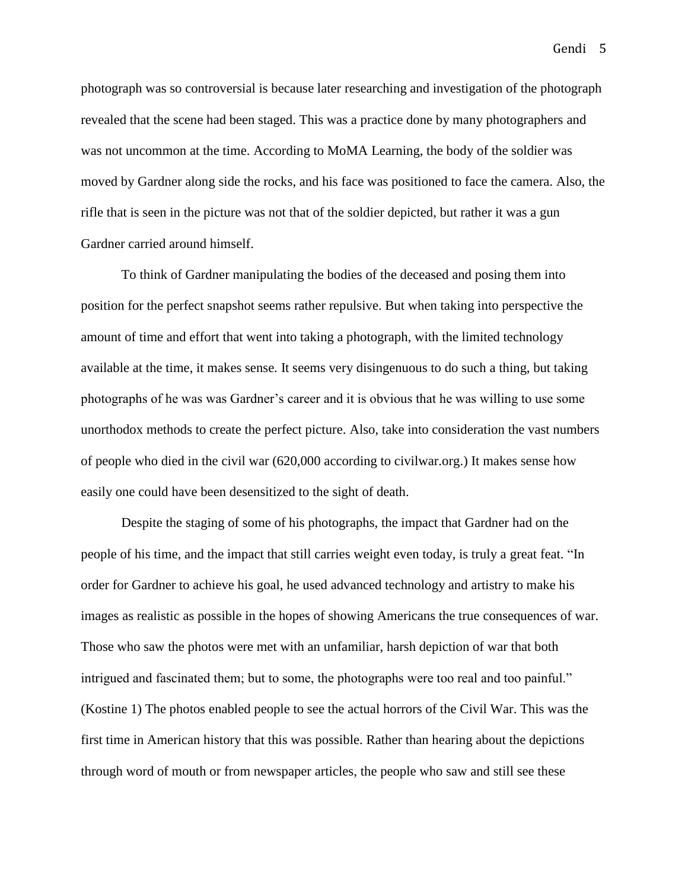photograph was so controversial is because later researching and investigation of the photograph revealed that the scene had been staged. This was a practice done by many photographers and was not uncommon at the time. According to MoMA Learning, the body of the soldier was moved by Gardner along side the rocks, and his face was positioned to face the camera. Also, the rifle that is seen in the picture was not that of the soldier depicted, but rather it was a gun Gardner carried around himself.

To think of Gardner manipulating the bodies of the deceased and posing them into position for the perfect snapshot seems rather repulsive. But when taking into perspective the amount of time and effort that went into taking a photograph, with the limited technology available at the time, it makes sense. It seems very disingenuous to do such a thing, but taking photographs of he was was Gardner's career and it is obvious that he was willing to use some unorthodox methods to create the perfect picture. Also, take into consideration the vast numbers of people who died in the civil war (620,000 according to civilwar.org.) It makes sense how easily one could have been desensitized to the sight of death.

Despite the staging of some of his photographs, the impact that Gardner had on the people of his time, and the impact that still carries weight even today, is truly a great feat. "In order for Gardner to achieve his goal, he used advanced technology and artistry to make his images as realistic as possible in the hopes of showing Americans the true consequences of war. Those who saw the photos were met with an unfamiliar, harsh depiction of war that both intrigued and fascinated them; but to some, the photographs were too real and too painful." (Kostine 1) The photos enabled people to see the actual horrors of the Civil War. This was the first time in American history that this was possible. Rather than hearing about the depictions through word of mouth or from newspaper articles, the people who saw and still see these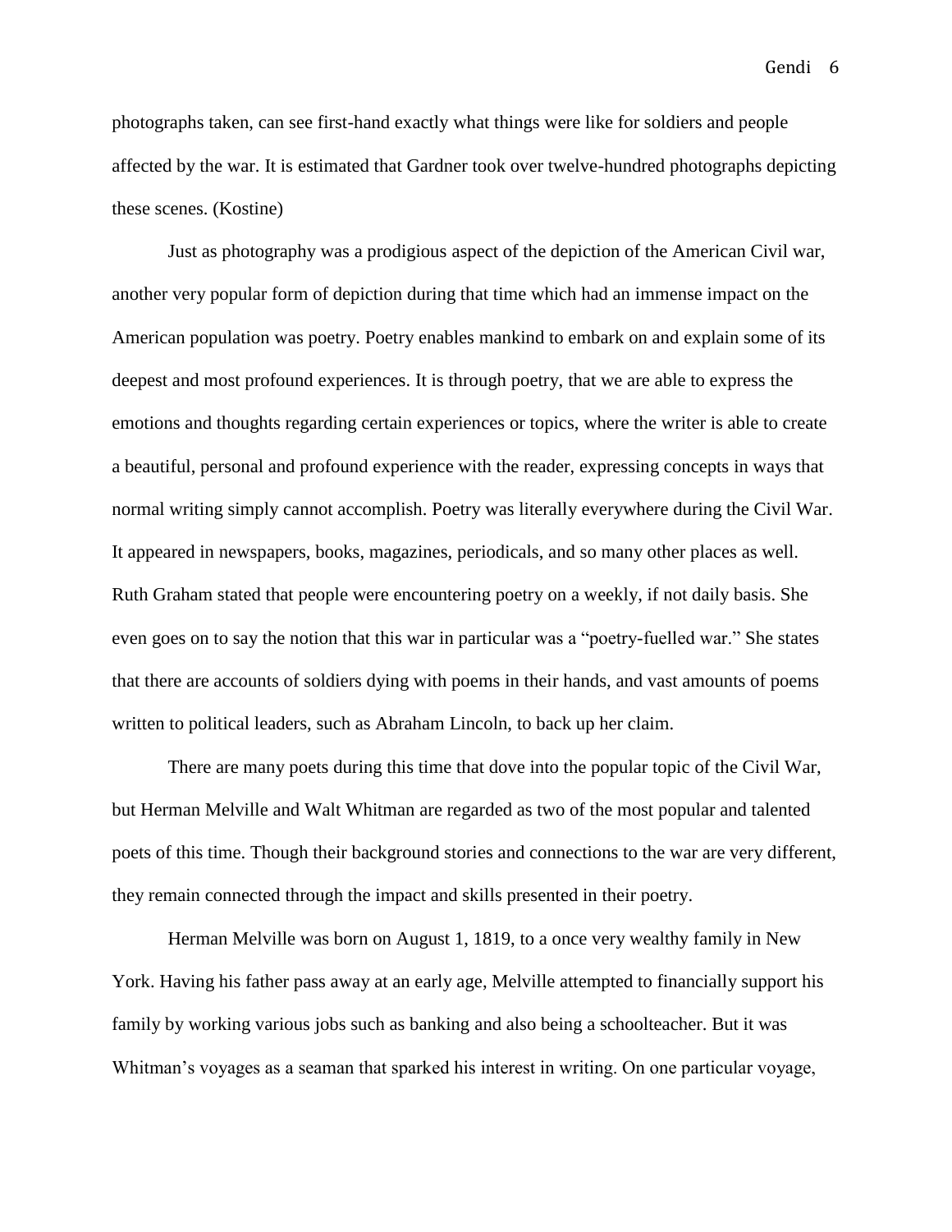photographs taken, can see first-hand exactly what things were like for soldiers and people affected by the war. It is estimated that Gardner took over twelve-hundred photographs depicting these scenes. (Kostine)

Just as photography was a prodigious aspect of the depiction of the American Civil war, another very popular form of depiction during that time which had an immense impact on the American population was poetry. Poetry enables mankind to embark on and explain some of its deepest and most profound experiences. It is through poetry, that we are able to express the emotions and thoughts regarding certain experiences or topics, where the writer is able to create a beautiful, personal and profound experience with the reader, expressing concepts in ways that normal writing simply cannot accomplish. Poetry was literally everywhere during the Civil War. It appeared in newspapers, books, magazines, periodicals, and so many other places as well. Ruth Graham stated that people were encountering poetry on a weekly, if not daily basis. She even goes on to say the notion that this war in particular was a "poetry-fuelled war." She states that there are accounts of soldiers dying with poems in their hands, and vast amounts of poems written to political leaders, such as Abraham Lincoln, to back up her claim.

There are many poets during this time that dove into the popular topic of the Civil War, but Herman Melville and Walt Whitman are regarded as two of the most popular and talented poets of this time. Though their background stories and connections to the war are very different, they remain connected through the impact and skills presented in their poetry.

Herman Melville was born on August 1, 1819, to a once very wealthy family in New York. Having his father pass away at an early age, Melville attempted to financially support his family by working various jobs such as banking and also being a schoolteacher. But it was Whitman's voyages as a seaman that sparked his interest in writing. On one particular voyage,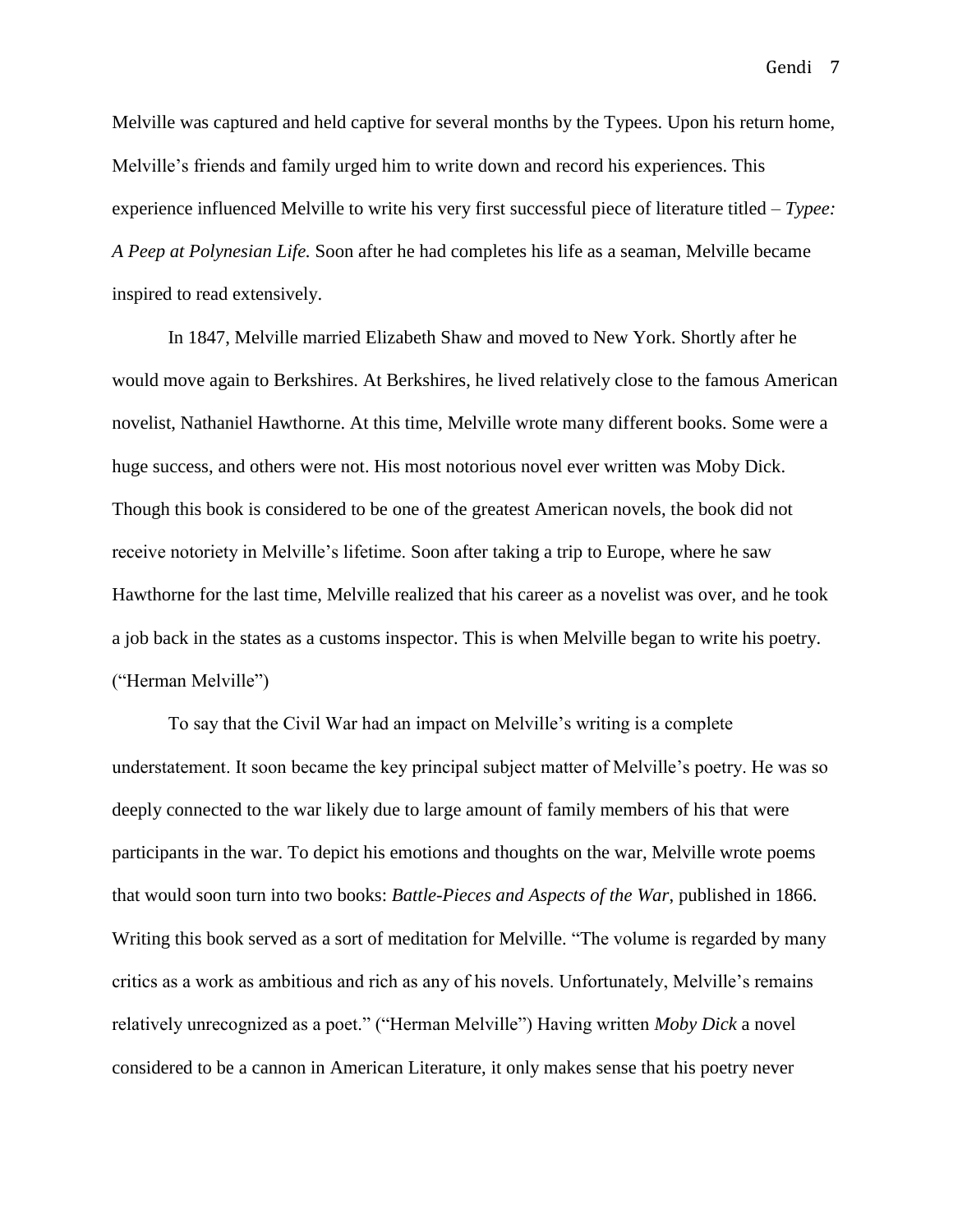Melville was captured and held captive for several months by the Typees. Upon his return home, Melville's friends and family urged him to write down and record his experiences. This experience influenced Melville to write his very first successful piece of literature titled – *Typee: A Peep at Polynesian Life.* Soon after he had completes his life as a seaman, Melville became inspired to read extensively.

In 1847, Melville married Elizabeth Shaw and moved to New York. Shortly after he would move again to Berkshires. At Berkshires, he lived relatively close to the famous American novelist, Nathaniel Hawthorne. At this time, Melville wrote many different books. Some were a huge success, and others were not. His most notorious novel ever written was Moby Dick. Though this book is considered to be one of the greatest American novels, the book did not receive notoriety in Melville's lifetime. Soon after taking a trip to Europe, where he saw Hawthorne for the last time, Melville realized that his career as a novelist was over, and he took a job back in the states as a customs inspector. This is when Melville began to write his poetry. ("Herman Melville")

To say that the Civil War had an impact on Melville's writing is a complete understatement. It soon became the key principal subject matter of Melville's poetry. He was so deeply connected to the war likely due to large amount of family members of his that were participants in the war. To depict his emotions and thoughts on the war, Melville wrote poems that would soon turn into two books: *Battle-Pieces and Aspects of the War*, published in 1866. Writing this book served as a sort of meditation for Melville. "The volume is regarded by many critics as a work as ambitious and rich as any of his novels. Unfortunately, Melville's remains relatively unrecognized as a poet." ("Herman Melville") Having written *Moby Dick* a novel considered to be a cannon in American Literature, it only makes sense that his poetry never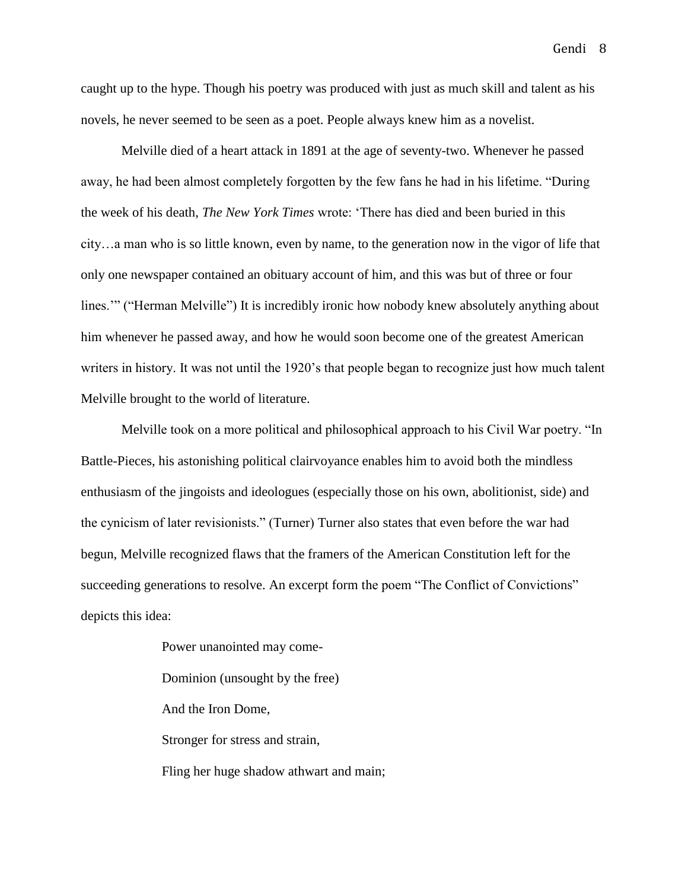caught up to the hype. Though his poetry was produced with just as much skill and talent as his novels, he never seemed to be seen as a poet. People always knew him as a novelist.

Melville died of a heart attack in 1891 at the age of seventy-two. Whenever he passed away, he had been almost completely forgotten by the few fans he had in his lifetime. "During the week of his death, *The New York Times* wrote: 'There has died and been buried in this city…a man who is so little known, even by name, to the generation now in the vigor of life that only one newspaper contained an obituary account of him, and this was but of three or four lines.'" ("Herman Melville") It is incredibly ironic how nobody knew absolutely anything about him whenever he passed away, and how he would soon become one of the greatest American writers in history. It was not until the 1920's that people began to recognize just how much talent Melville brought to the world of literature.

Melville took on a more political and philosophical approach to his Civil War poetry. "In Battle-Pieces, his astonishing political clairvoyance enables him to avoid both the mindless enthusiasm of the jingoists and ideologues (especially those on his own, abolitionist, side) and the cynicism of later revisionists." (Turner) Turner also states that even before the war had begun, Melville recognized flaws that the framers of the American Constitution left for the succeeding generations to resolve. An excerpt form the poem "The Conflict of Convictions" depicts this idea:

> Power unanointed may come-
>
> Dominion (unsought by the free)
>
> And the Iron Dome,
>
> Stronger for stress and strain,
>
> Fling her huge shadow athwart and main;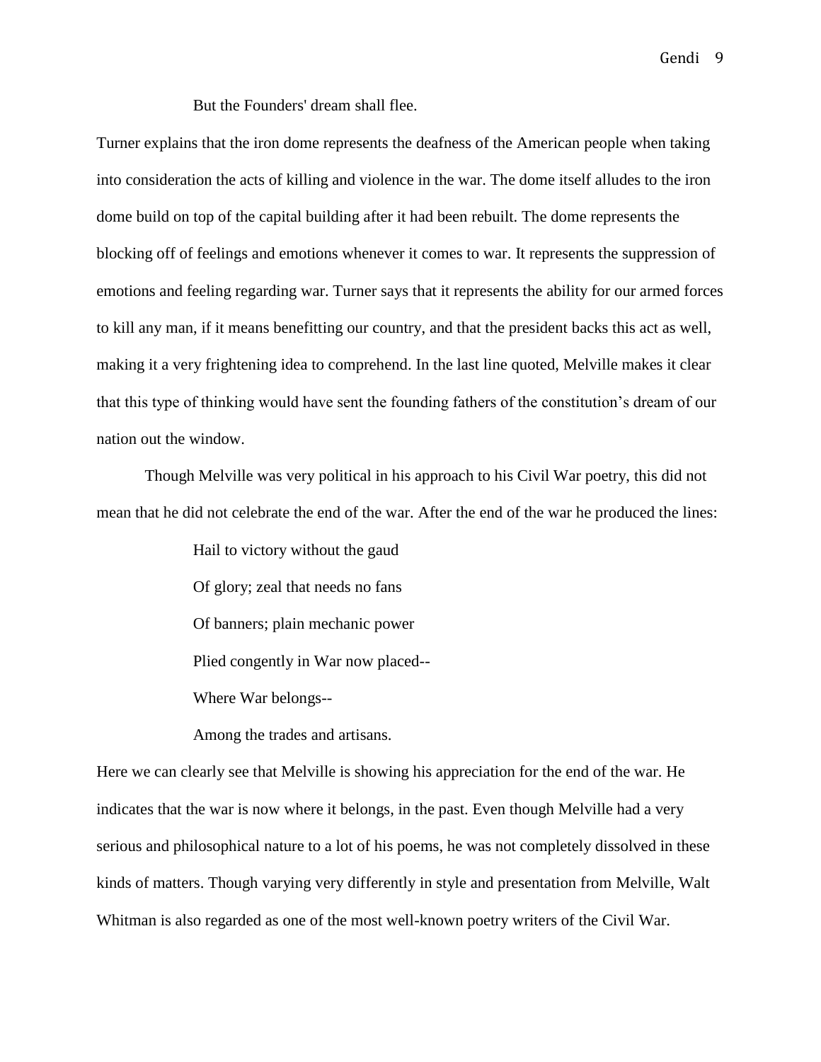But the Founders' dream shall flee.

Turner explains that the iron dome represents the deafness of the American people when taking into consideration the acts of killing and violence in the war. The dome itself alludes to the iron dome build on top of the capital building after it had been rebuilt. The dome represents the blocking off of feelings and emotions whenever it comes to war. It represents the suppression of emotions and feeling regarding war. Turner says that it represents the ability for our armed forces to kill any man, if it means benefitting our country, and that the president backs this act as well, making it a very frightening idea to comprehend. In the last line quoted, Melville makes it clear that this type of thinking would have sent the founding fathers of the constitution's dream of our nation out the window.

Though Melville was very political in his approach to his Civil War poetry, this did not mean that he did not celebrate the end of the war. After the end of the war he produced the lines:

> Hail to victory without the gaud
>
> Of glory; zeal that needs no fans
>
> Of banners; plain mechanic power
>
> Plied congently in War now placed--
>
> Where War belongs--
>
> Among the trades and artisans.

Here we can clearly see that Melville is showing his appreciation for the end of the war. He indicates that the war is now where it belongs, in the past. Even though Melville had a very serious and philosophical nature to a lot of his poems, he was not completely dissolved in these kinds of matters. Though varying very differently in style and presentation from Melville, Walt Whitman is also regarded as one of the most well-known poetry writers of the Civil War.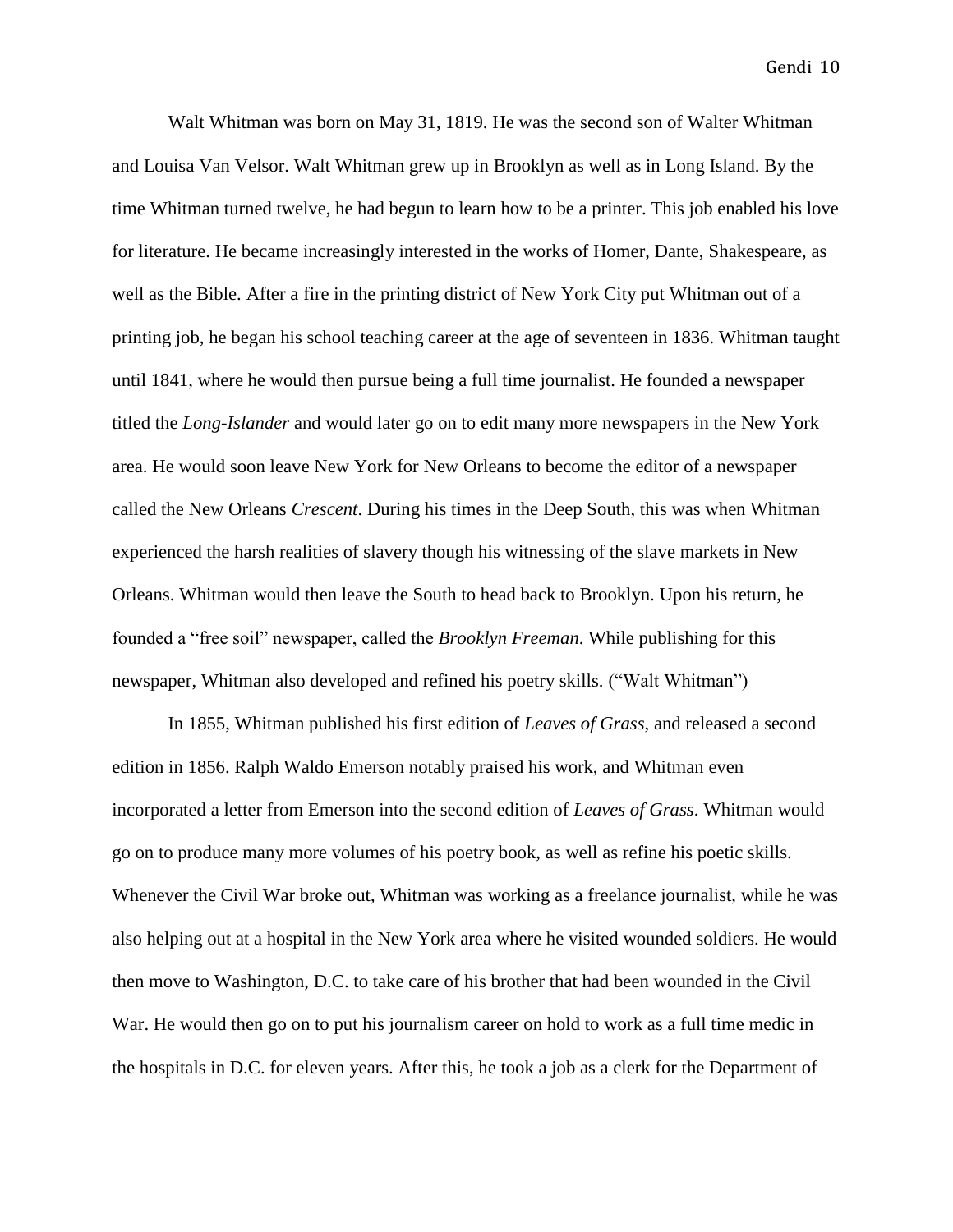Walt Whitman was born on May 31, 1819. He was the second son of Walter Whitman and Louisa Van Velsor. Walt Whitman grew up in Brooklyn as well as in Long Island. By the time Whitman turned twelve, he had begun to learn how to be a printer. This job enabled his love for literature. He became increasingly interested in the works of Homer, Dante, Shakespeare, as well as the Bible. After a fire in the printing district of New York City put Whitman out of a printing job, he began his school teaching career at the age of seventeen in 1836. Whitman taught until 1841, where he would then pursue being a full time journalist. He founded a newspaper titled the *Long-Islander* and would later go on to edit many more newspapers in the New York area. He would soon leave New York for New Orleans to become the editor of a newspaper called the New Orleans *Crescent*. During his times in the Deep South, this was when Whitman experienced the harsh realities of slavery though his witnessing of the slave markets in New Orleans. Whitman would then leave the South to head back to Brooklyn. Upon his return, he founded a "free soil" newspaper, called the *Brooklyn Freeman*. While publishing for this newspaper, Whitman also developed and refined his poetry skills. ("Walt Whitman")

In 1855, Whitman published his first edition of *Leaves of Grass*, and released a second edition in 1856. Ralph Waldo Emerson notably praised his work, and Whitman even incorporated a letter from Emerson into the second edition of *Leaves of Grass*. Whitman would go on to produce many more volumes of his poetry book, as well as refine his poetic skills. Whenever the Civil War broke out, Whitman was working as a freelance journalist, while he was also helping out at a hospital in the New York area where he visited wounded soldiers. He would then move to Washington, D.C. to take care of his brother that had been wounded in the Civil War. He would then go on to put his journalism career on hold to work as a full time medic in the hospitals in D.C. for eleven years. After this, he took a job as a clerk for the Department of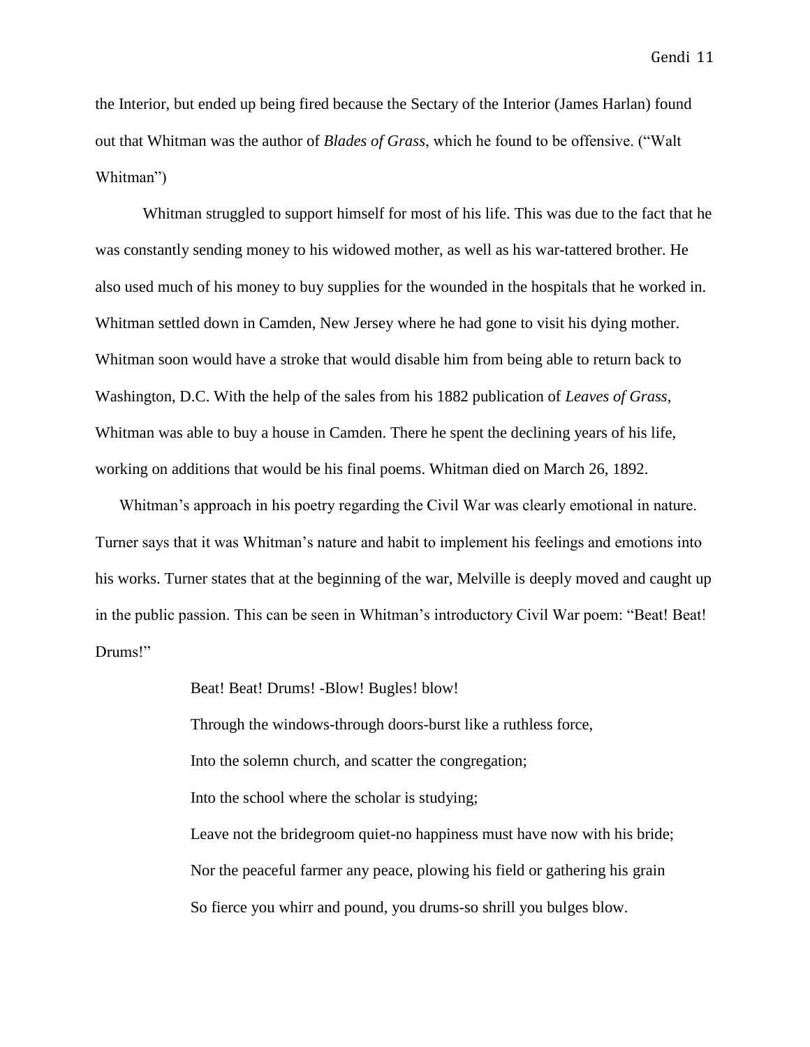the Interior, but ended up being fired because the Sectary of the Interior (James Harlan) found out that Whitman was the author of *Blades of Grass*, which he found to be offensive. ("Walt Whitman")

Whitman struggled to support himself for most of his life. This was due to the fact that he was constantly sending money to his widowed mother, as well as his war-tattered brother. He also used much of his money to buy supplies for the wounded in the hospitals that he worked in. Whitman settled down in Camden, New Jersey where he had gone to visit his dying mother. Whitman soon would have a stroke that would disable him from being able to return back to Washington, D.C. With the help of the sales from his 1882 publication of *Leaves of Grass*, Whitman was able to buy a house in Camden. There he spent the declining years of his life, working on additions that would be his final poems. Whitman died on March 26, 1892.

Whitman's approach in his poetry regarding the Civil War was clearly emotional in nature. Turner says that it was Whitman's nature and habit to implement his feelings and emotions into his works. Turner states that at the beginning of the war, Melville is deeply moved and caught up in the public passion. This can be seen in Whitman's introductory Civil War poem: "Beat! Beat! Drums!"

> Beat! Beat! Drums! -Blow! Bugles! blow!
>
> Through the windows-through doors-burst like a ruthless force,
>
> Into the solemn church, and scatter the congregation;
>
> Into the school where the scholar is studying;
>
> Leave not the bridegroom quiet-no happiness must have now with his bride;
>
> Nor the peaceful farmer any peace, plowing his field or gathering his grain
>
> So fierce you whirr and pound, you drums-so shrill you bulges blow.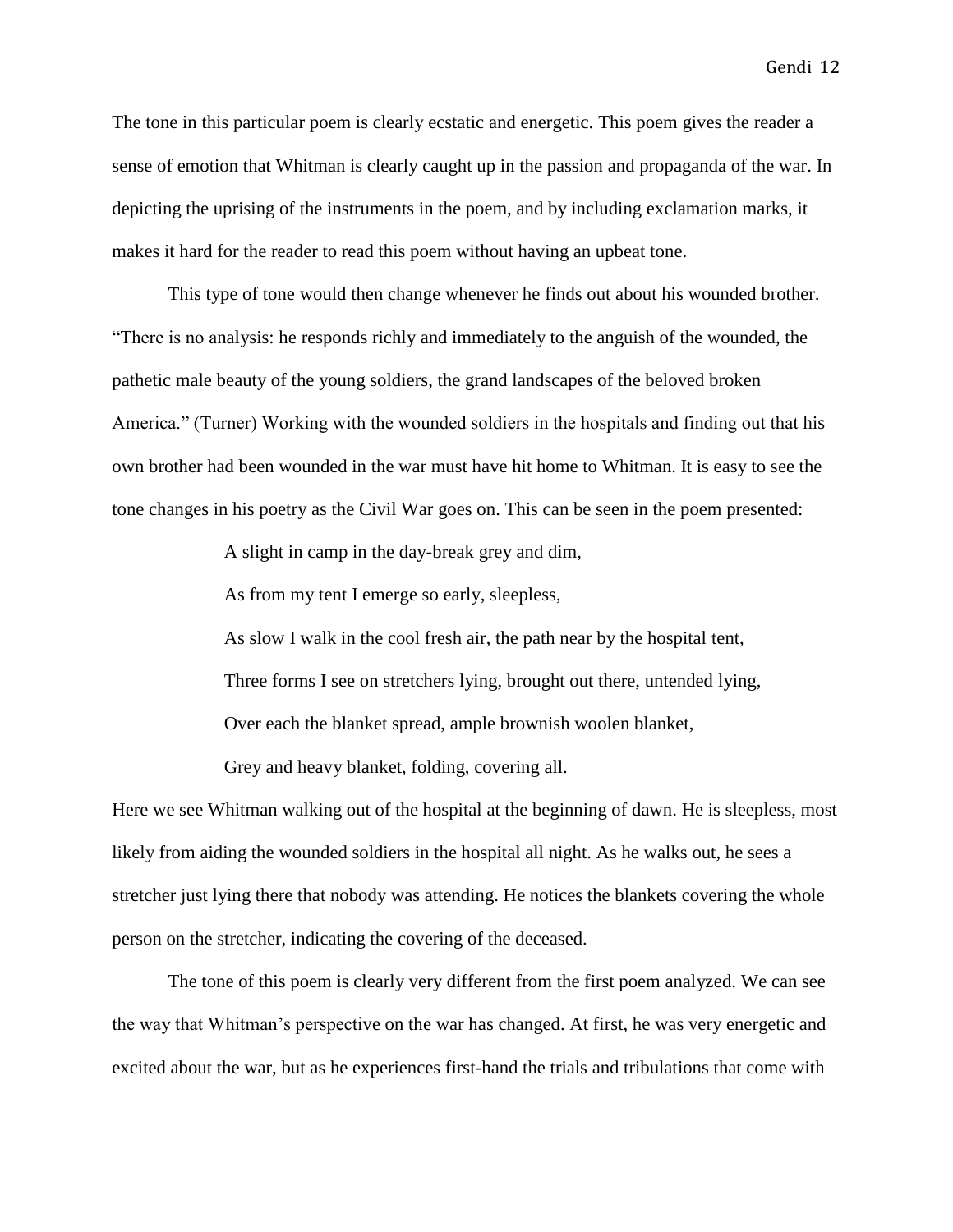The tone in this particular poem is clearly ecstatic and energetic. This poem gives the reader a sense of emotion that Whitman is clearly caught up in the passion and propaganda of the war. In depicting the uprising of the instruments in the poem, and by including exclamation marks, it makes it hard for the reader to read this poem without having an upbeat tone.

This type of tone would then change whenever he finds out about his wounded brother. "There is no analysis: he responds richly and immediately to the anguish of the wounded, the pathetic male beauty of the young soldiers, the grand landscapes of the beloved broken America." (Turner) Working with the wounded soldiers in the hospitals and finding out that his own brother had been wounded in the war must have hit home to Whitman. It is easy to see the tone changes in his poetry as the Civil War goes on. This can be seen in the poem presented:

> A slight in camp in the day-break grey and dim,
>
> As from my tent I emerge so early, sleepless,
>
> As slow I walk in the cool fresh air, the path near by the hospital tent,
>
> Three forms I see on stretchers lying, brought out there, untended lying,
>
> Over each the blanket spread, ample brownish woolen blanket,
>
> Grey and heavy blanket, folding, covering all.

Here we see Whitman walking out of the hospital at the beginning of dawn. He is sleepless, most likely from aiding the wounded soldiers in the hospital all night. As he walks out, he sees a stretcher just lying there that nobody was attending. He notices the blankets covering the whole person on the stretcher, indicating the covering of the deceased.

The tone of this poem is clearly very different from the first poem analyzed. We can see the way that Whitman's perspective on the war has changed. At first, he was very energetic and excited about the war, but as he experiences first-hand the trials and tribulations that come with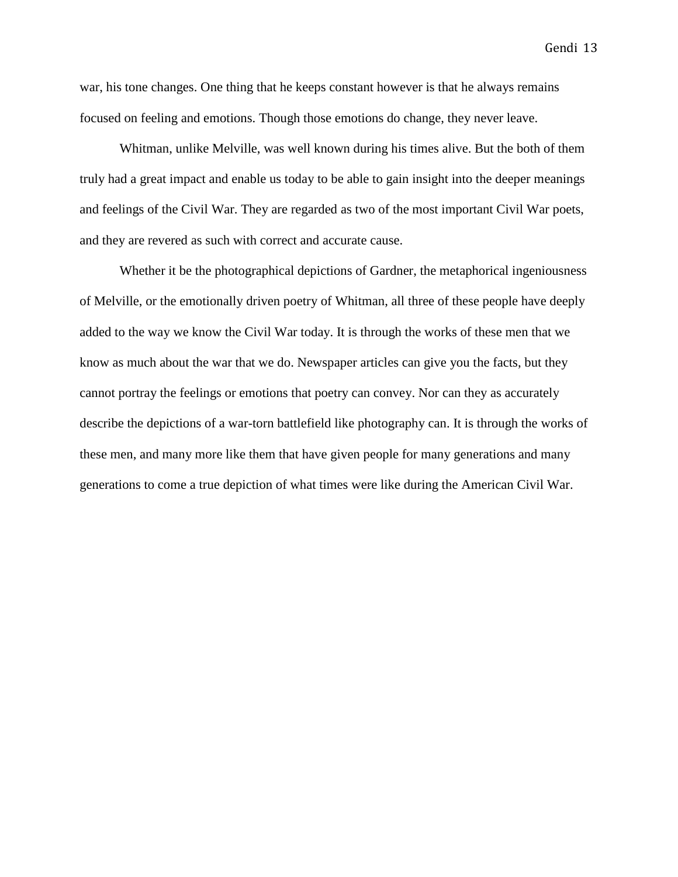war, his tone changes. One thing that he keeps constant however is that he always remains focused on feeling and emotions. Though those emotions do change, they never leave.

Whitman, unlike Melville, was well known during his times alive. But the both of them truly had a great impact and enable us today to be able to gain insight into the deeper meanings and feelings of the Civil War. They are regarded as two of the most important Civil War poets, and they are revered as such with correct and accurate cause.

Whether it be the photographical depictions of Gardner, the metaphorical ingeniousness of Melville, or the emotionally driven poetry of Whitman, all three of these people have deeply added to the way we know the Civil War today. It is through the works of these men that we know as much about the war that we do. Newspaper articles can give you the facts, but they cannot portray the feelings or emotions that poetry can convey. Nor can they as accurately describe the depictions of a war-torn battlefield like photography can. It is through the works of these men, and many more like them that have given people for many generations and many generations to come a true depiction of what times were like during the American Civil War.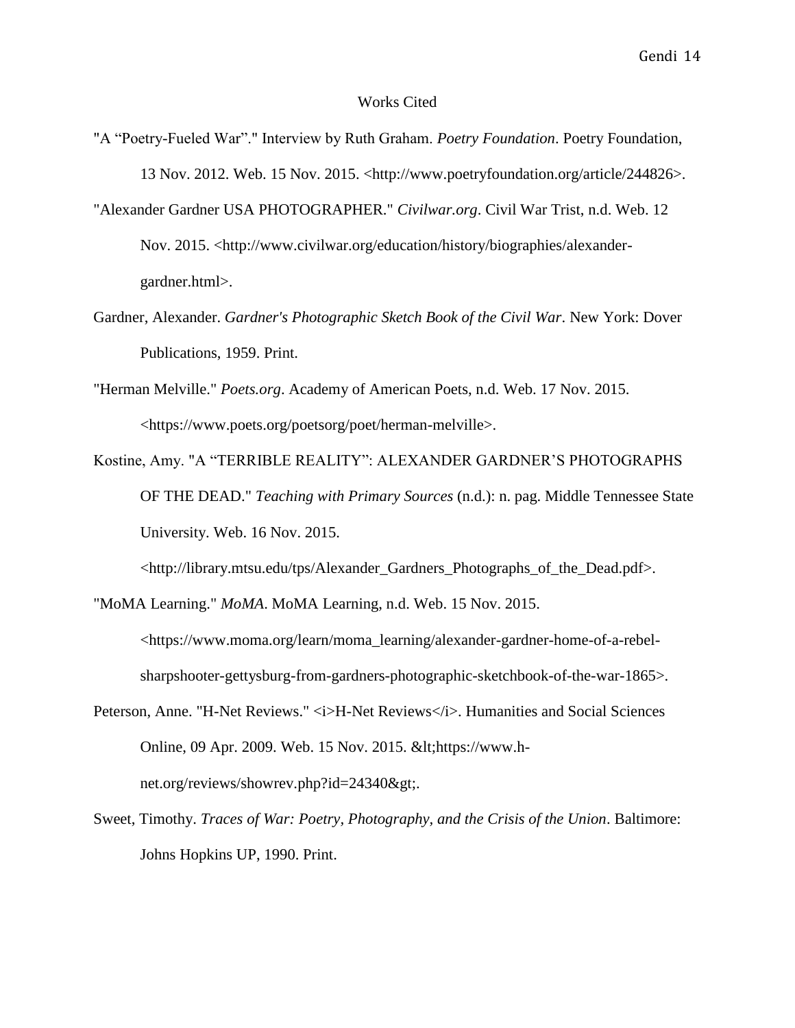# Works Cited

"A “Poetry-Fueled War”." Interview by Ruth Graham. *Poetry Foundation*. Poetry Foundation, 13 Nov. 2012. Web. 15 Nov. 2015. <http://www.poetryfoundation.org/article/244826>.

"Alexander Gardner USA PHOTOGRAPHER." *Civilwar.org*. Civil War Trist, n.d. Web. 12 Nov. 2015. <http://www.civilwar.org/education/history/biographies/alexander-gardner.html>.

Gardner, Alexander. *Gardner's Photographic Sketch Book of the Civil War*. New York: Dover Publications, 1959. Print.

"Herman Melville." *Poets.org*. Academy of American Poets, n.d. Web. 17 Nov. 2015. <https://www.poets.org/poetsorg/poet/herman-melville>.

Kostine, Amy. "A “TERRIBLE REALITY”: ALEXANDER GARDNER’S PHOTOGRAPHS OF THE DEAD." *Teaching with Primary Sources* (n.d.): n. pag. Middle Tennessee State University. Web. 16 Nov. 2015. <http://library.mtsu.edu/tps/Alexander_Gardners_Photographs_of_the_Dead.pdf>.

"MoMA Learning." *MoMA*. MoMA Learning, n.d. Web. 15 Nov. 2015. <https://www.moma.org/learn/moma_learning/alexander-gardner-home-of-a-rebel-sharpshooter-gettysburg-from-gardners-photographic-sketchbook-of-the-war-1865>.

Peterson, Anne. "H-Net Reviews." <i>H-Net Reviews</i>. Humanities and Social Sciences Online, 09 Apr. 2009. Web. 15 Nov. 2015. &lt;https://www.h-net.org/reviews/showrev.php?id=24340&gt;.

Sweet, Timothy. *Traces of War: Poetry, Photography, and the Crisis of the Union*. Baltimore: Johns Hopkins UP, 1990. Print.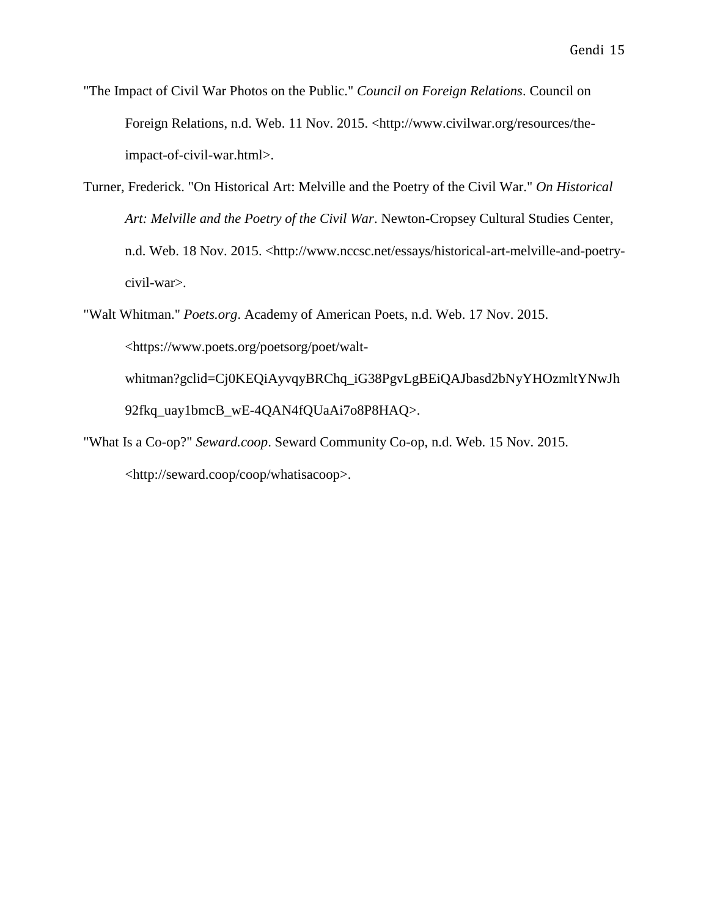"The Impact of Civil War Photos on the Public." *Council on Foreign Relations*. Council on Foreign Relations, n.d. Web. 11 Nov. 2015. <http://www.civilwar.org/resources/the-impact-of-civil-war.html>.

Turner, Frederick. "On Historical Art: Melville and the Poetry of the Civil War." *On Historical Art: Melville and the Poetry of the Civil War*. Newton-Cropsey Cultural Studies Center, n.d. Web. 18 Nov. 2015. <http://www.nccsc.net/essays/historical-art-melville-and-poetry-civil-war>.

"Walt Whitman." *Poets.org*. Academy of American Poets, n.d. Web. 17 Nov. 2015. <https://www.poets.org/poetsorg/poet/walt-whitman?gclid=Cj0KEQiAyvqyBRChq_iG38PgvLgBEiQAJbasd2bNyYHOzmltYNwJh92fkq_uay1bmcB_wE-4QAN4fQUaAi7o8P8HAQ>.

"What Is a Co-op?" *Seward.coop*. Seward Community Co-op, n.d. Web. 15 Nov. 2015. <http://seward.coop/coop/whatisacoop>.